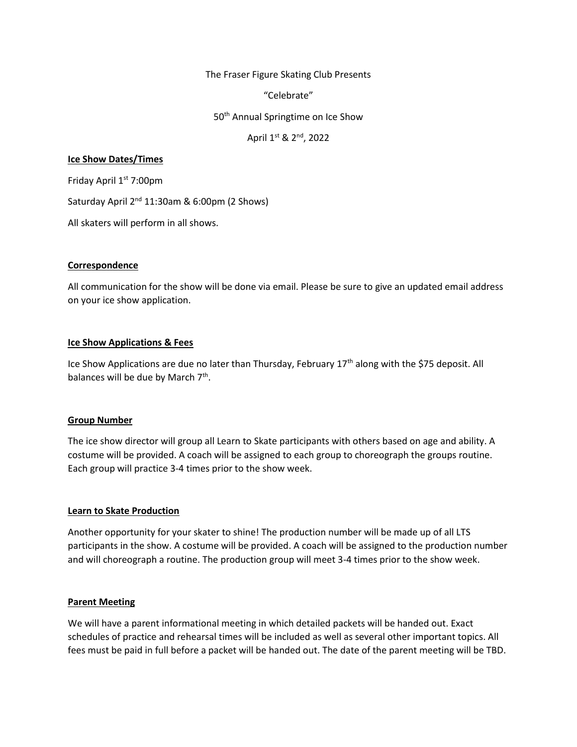The Fraser Figure Skating Club Presents

"Celebrate"

50th Annual Springtime on Ice Show

April 1st & 2nd, 2022

**Ice Show Dates/Times**

Friday April 1st 7:00pm

Saturday April 2nd 11:30am & 6:00pm (2 Shows)

All skaters will perform in all shows.

**Correspondence**

All communication for the show will be done via email. Please be sure to give an updated email address on your ice show application.

**Ice Show Applications & Fees**

Ice Show Applications are due no later than Thursday, February 17th along with the $75 deposit. All balances will be due by March 7th.

**Group Number**

The ice show director will group all Learn to Skate participants with others based on age and ability. A costume will be provided. A coach will be assigned to each group to choreograph the groups routine. Each group will practice 3-4 times prior to the show week.

**Learn to Skate Production**

Another opportunity for your skater to shine! The production number will be made up of all LTS participants in the show. A costume will be provided. A coach will be assigned to the production number and will choreograph a routine. The production group will meet 3-4 times prior to the show week.

**Parent Meeting**

We will have a parent informational meeting in which detailed packets will be handed out. Exact schedules of practice and rehearsal times will be included as well as several other important topics. All fees must be paid in full before a packet will be handed out. The date of the parent meeting will be TBD.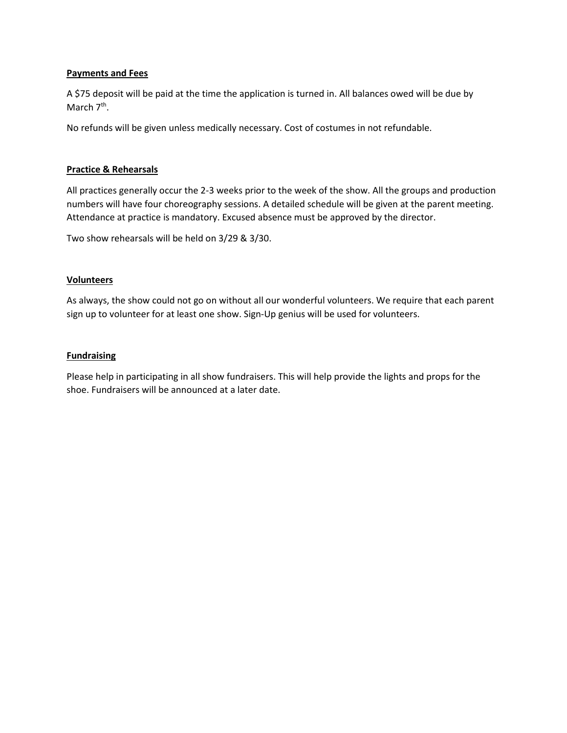**Payments and Fees**

A $75 deposit will be paid at the time the application is turned in. All balances owed will be due by March 7th.

No refunds will be given unless medically necessary. Cost of costumes in not refundable.

**Practice & Rehearsals**

All practices generally occur the 2-3 weeks prior to the week of the show. All the groups and production numbers will have four choreography sessions. A detailed schedule will be given at the parent meeting. Attendance at practice is mandatory. Excused absence must be approved by the director.

Two show rehearsals will be held on 3/29 & 3/30.

**Volunteers**

As always, the show could not go on without all our wonderful volunteers. We require that each parent sign up to volunteer for at least one show. Sign-Up genius will be used for volunteers.

**Fundraising**

Please help in participating in all show fundraisers. This will help provide the lights and props for the shoe. Fundraisers will be announced at a later date.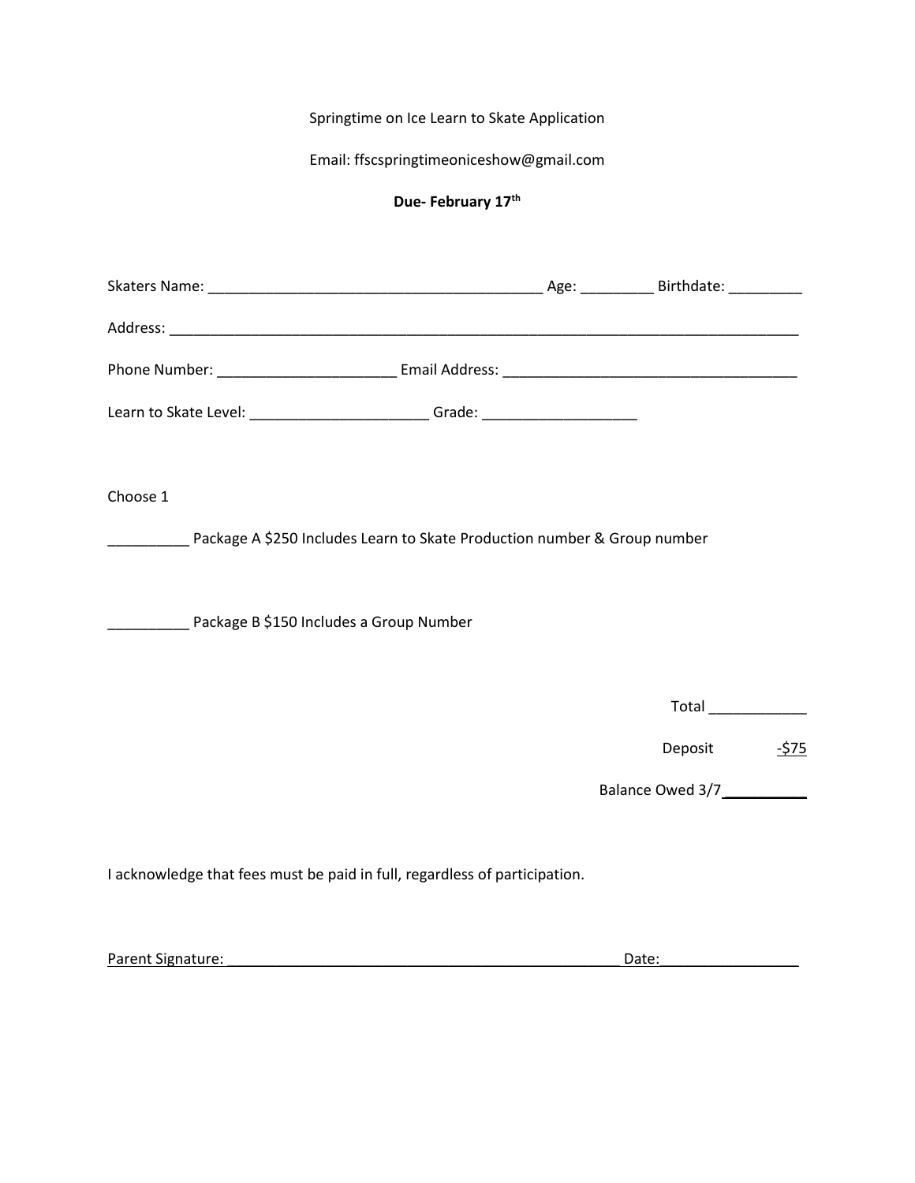Springtime on Ice Learn to Skate Application

Email: ffscspringtimeoniceshow@gmail.com

**Due- February 17th**

Skaters Name: _________________________________________ Age: _________ Birthdate: _________

Address: ________________________________________________________________________________

Phone Number: ______________________ Email Address: _____________________________________

Learn to Skate Level: ______________________ Grade: ___________________

Choose 1

__________ Package A $250 Includes Learn to Skate Production number & Group number

__________ Package B $150 Includes a Group Number

Total ____________

Deposit -$75

Balance Owed 3/7 __________

I acknowledge that fees must be paid in full, regardless of participation.

Parent Signature: ____________________________________________________ Date: _________________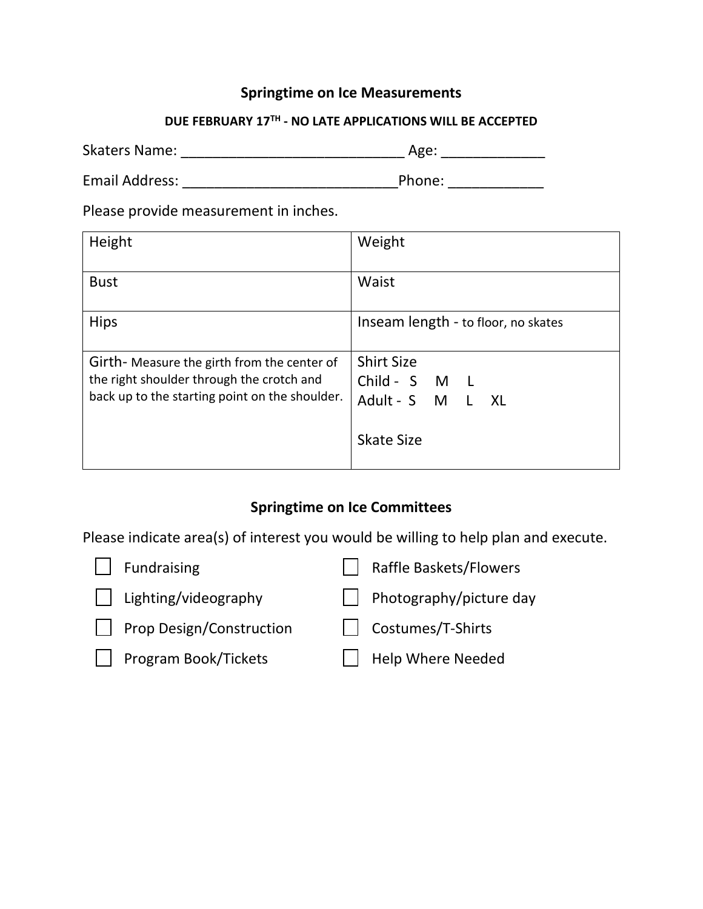## Springtime on Ice Measurements

**DUE FEBRUARY 17TH - NO LATE APPLICATIONS WILL BE ACCEPTED**

Skaters Name: ____________________________ Age: _____________

Email Address: ___________________________Phone: ____________

Please provide measurement in inches.

| | |
|---|---|
| Height | Weight |
| Bust | Waist |
| Hips | Inseam length - to floor, no skates |
| Girth- Measure the girth from the center of the right shoulder through the crotch and back up to the starting point on the shoulder. | Shirt Size<br>Child - S M L<br>Adult - S M L XL<br><br>Skate Size |

## Springtime on Ice Committees

Please indicate area(s) of interest you would be willing to help plan and execute.

- ☐ Fundraising
- ☐ Lighting/videography
- ☐ Prop Design/Construction
- ☐ Program Book/Tickets
- ☐ Raffle Baskets/Flowers
- ☐ Photography/picture day
- ☐ Costumes/T-Shirts
- ☐ Help Where Needed